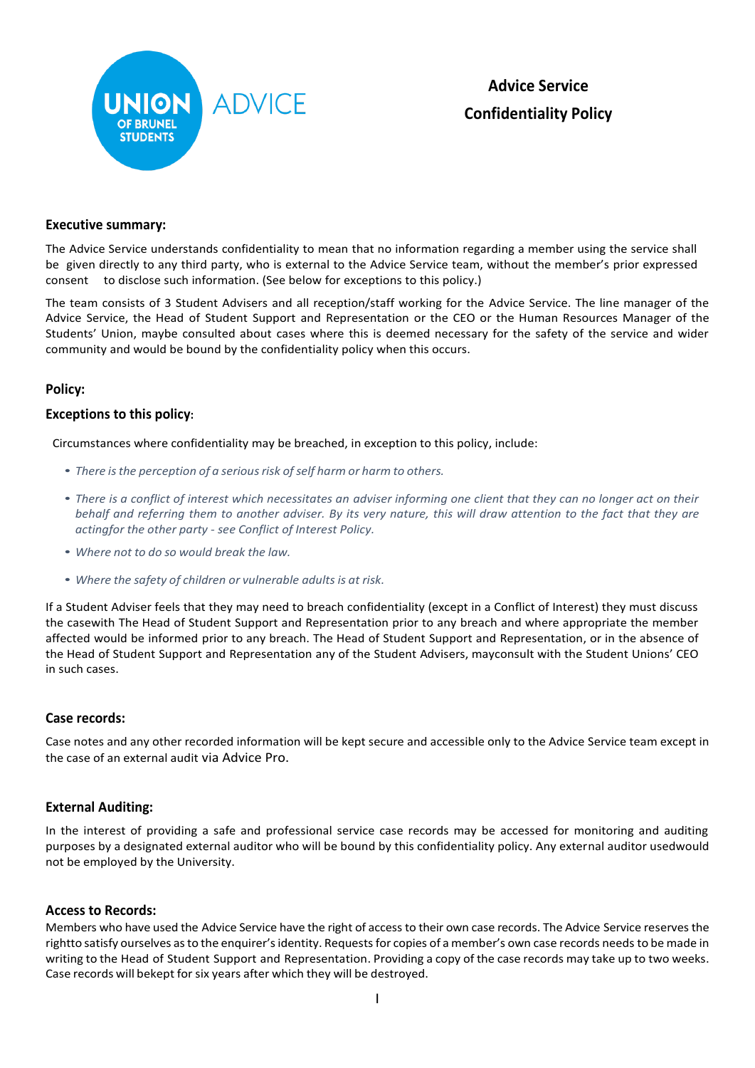UNION OF BRUNEL STUDENTS ADVICE

# Advice Service Confidentiality Policy

## Executive summary:

The Advice Service understands confidentiality to mean that no information regarding a member using the service shall be given directly to any third party, who is external to the Advice Service team, without the member's prior expressed consent to disclose such information. (See below for exceptions to this policy.)

The team consists of 3 Student Advisers and all reception/staff working for the Advice Service. The line manager of the Advice Service, the Head of Student Support and Representation or the CEO or the Human Resources Manager of the Students' Union, maybe consulted about cases where this is deemed necessary for the safety of the service and wider community and would be bound by the confidentiality policy when this occurs.

## Policy:

### Exceptions to this policy:

Circumstances where confidentiality may be breached, in exception to this policy, include:

- *There is the perception of a serious risk of self harm or harm to others.*
- *There is a conflict of interest which necessitates an adviser informing one client that they can no longer act on their behalf and referring them to another adviser. By its very nature, this will draw attention to the fact that they are actingfor the other party - see Conflict of Interest Policy.*
- *Where not to do so would break the law.*
- *Where the safety of children or vulnerable adults is at risk.*

If a Student Adviser feels that they may need to breach confidentiality (except in a Conflict of Interest) they must discuss the casewith The Head of Student Support and Representation prior to any breach and where appropriate the member affected would be informed prior to any breach. The Head of Student Support and Representation, or in the absence of the Head of Student Support and Representation any of the Student Advisers, mayconsult with the Student Unions' CEO in such cases.

### Case records:

Case notes and any other recorded information will be kept secure and accessible only to the Advice Service team except in the case of an external audit via Advice Pro.

### External Auditing:

In the interest of providing a safe and professional service case records may be accessed for monitoring and auditing purposes by a designated external auditor who will be bound by this confidentiality policy. Any external auditor usedwould not be employed by the University.

### Access to Records:

Members who have used the Advice Service have the right of access to their own case records. The Advice Service reserves the rightto satisfy ourselves as to the enquirer's identity. Requests for copies of a member's own case records needs to be made in writing to the Head of Student Support and Representation. Providing a copy of the case records may take up to two weeks. Case records will bekept for six years after which they will be destroyed.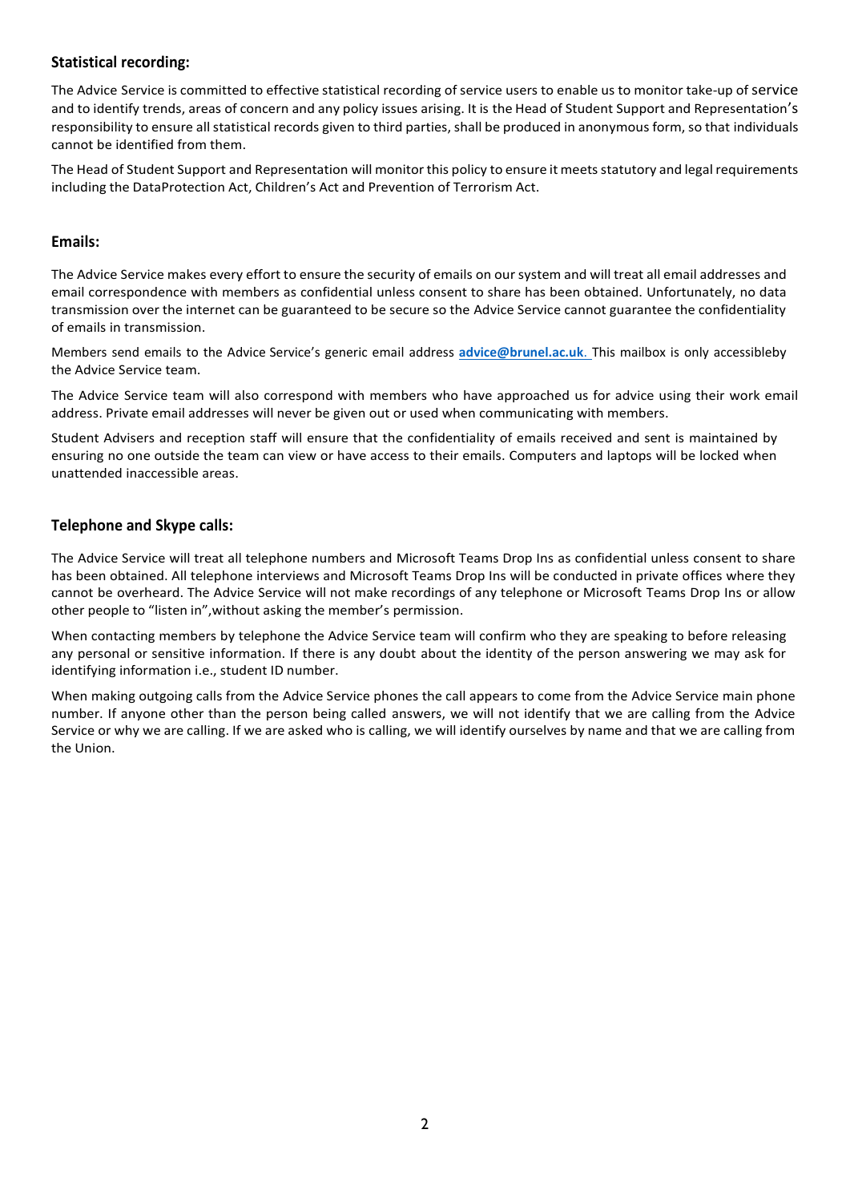## Statistical recording:

The Advice Service is committed to effective statistical recording of service users to enable us to monitor take-up of service and to identify trends, areas of concern and any policy issues arising. It is the Head of Student Support and Representation's responsibility to ensure all statistical records given to third parties, shall be produced in anonymous form, so that individuals cannot be identified from them.

The Head of Student Support and Representation will monitor this policy to ensure it meets statutory and legal requirements including the DataProtection Act, Children's Act and Prevention of Terrorism Act.

## Emails:

The Advice Service makes every effort to ensure the security of emails on our system and will treat all email addresses and email correspondence with members as confidential unless consent to share has been obtained. Unfortunately, no data transmission over the internet can be guaranteed to be secure so the Advice Service cannot guarantee the confidentiality of emails in transmission.

Members send emails to the Advice Service's generic email address **advice@brunel.ac.uk**. This mailbox is only accessibleby the Advice Service team.

The Advice Service team will also correspond with members who have approached us for advice using their work email address. Private email addresses will never be given out or used when communicating with members.

Student Advisers and reception staff will ensure that the confidentiality of emails received and sent is maintained by ensuring no one outside the team can view or have access to their emails. Computers and laptops will be locked when unattended inaccessible areas.

## Telephone and Skype calls:

The Advice Service will treat all telephone numbers and Microsoft Teams Drop Ins as confidential unless consent to share has been obtained. All telephone interviews and Microsoft Teams Drop Ins will be conducted in private offices where they cannot be overheard. The Advice Service will not make recordings of any telephone or Microsoft Teams Drop Ins or allow other people to "listen in",without asking the member's permission.

When contacting members by telephone the Advice Service team will confirm who they are speaking to before releasing any personal or sensitive information. If there is any doubt about the identity of the person answering we may ask for identifying information i.e., student ID number.

When making outgoing calls from the Advice Service phones the call appears to come from the Advice Service main phone number. If anyone other than the person being called answers, we will not identify that we are calling from the Advice Service or why we are calling. If we are asked who is calling, we will identify ourselves by name and that we are calling from the Union.